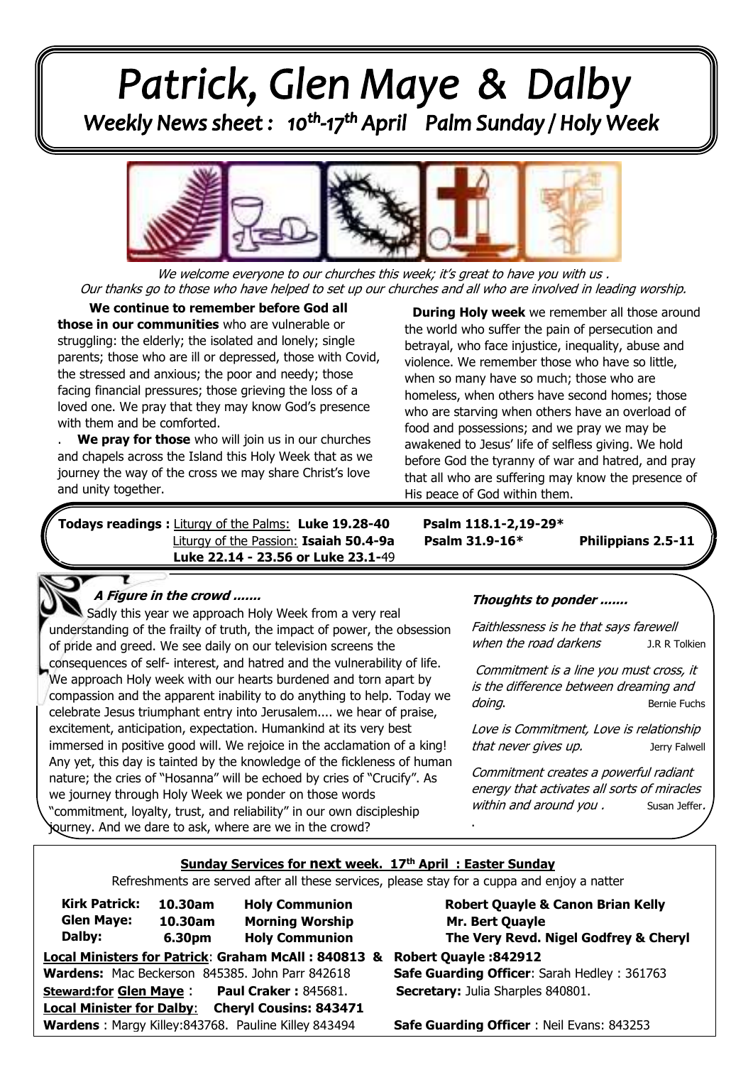# Patrick, Glen Maye & Dalby

## Weekly News sheet : 10th-17th April Palm Sunday / Holy Week

*We welcome everyone to our churches this week; it's great to have you with us .*
*Our thanks go to those who have helped to set up our churches and all who are involved in leading worship.*

**We continue to remember before God all those in our communities** who are vulnerable or struggling: the elderly; the isolated and lonely; single parents; those who are ill or depressed, those with Covid, the stressed and anxious; the poor and needy; those facing financial pressures; those grieving the loss of a loved one. We pray that they may know God's presence with them and be comforted.

. **We pray for those** who will join us in our churches and chapels across the Island this Holy Week that as we journey the way of the cross we may share Christ's love and unity together.

**During Holy week** we remember all those around the world who suffer the pain of persecution and betrayal, who face injustice, inequality, abuse and violence. We remember those who have so little, when so many have so much; those who are homeless, when others have second homes; those who are starving when others have an overload of food and possessions; and we pray we may be awakened to Jesus' life of selfless giving. We hold before God the tyranny of war and hatred, and pray that all who are suffering may know the presence of His peace of God within them.

**Todays readings :** Liturgy of the Palms: **Luke 19.28-40** **Psalm 118.1-2,19-29***
Liturgy of the Passion: **Isaiah 50.4-9a** **Psalm 31.9-16*** **Philippians 2.5-11**
**Luke 22.14 - 23.56 or Luke 23.1-**49

### *A Figure in the crowd .......*

Sadly this year we approach Holy Week from a very real understanding of the frailty of truth, the impact of power, the obsession of pride and greed. We see daily on our television screens the consequences of self- interest, and hatred and the vulnerability of life. We approach Holy week with our hearts burdened and torn apart by compassion and the apparent inability to do anything to help. Today we celebrate Jesus triumphant entry into Jerusalem.... we hear of praise, excitement, anticipation, expectation. Humankind at its very best immersed in positive good will. We rejoice in the acclamation of a king! Any yet, this day is tainted by the knowledge of the fickleness of human nature; the cries of "Hosanna" will be echoed by cries of "Crucify". As we journey through Holy Week we ponder on those words "commitment, loyalty, trust, and reliability" in our own discipleship journey. And we dare to ask, where are we in the crowd?

### *Thoughts to ponder .......*

*Faithlessness is he that says farewell when the road darkens* J.R R Tolkien

*Commitment is a line you must cross, it is the difference between dreaming and doing.* Bernie Fuchs

*Love is Commitment, Love is relationship that never gives up.* Jerry Falwell

*Commitment creates a powerful radiant energy that activates all sorts of miracles within and around you .* Susan Jeffer.

### Sunday Services for next week. 17th April : Easter Sunday

Refreshments are served after all these services, please stay for a cuppa and enjoy a natter

| | | | |
|---|---|---|---|
| **Kirk Patrick:** | **10.30am** | **Holy Communion** | **Robert Quayle & Canon Brian Kelly** |
| **Glen Maye:** | **10.30am** | **Morning Worship** | **Mr. Bert Quayle** |
| **Dalby:** | **6.30pm** | **Holy Communion** | **The Very Revd. Nigel Godfrey & Cheryl** |

**Local Ministers for Patrick**: **Graham McAll : 840813 & Robert Quayle :842912**
**Wardens:** Mac Beckerson 845385. John Parr 842618 **Safe Guarding Officer**: Sarah Hedley : 361763
**Steward:for Glen Maye** : **Paul Craker :** 845681. **Secretary:** Julia Sharples 840801.
**Local Minister for Dalby**: **Cheryl Cousins: 843471**
**Wardens** : Margy Killey:843768. Pauline Killey 843494 **Safe Guarding Officer** : Neil Evans: 843253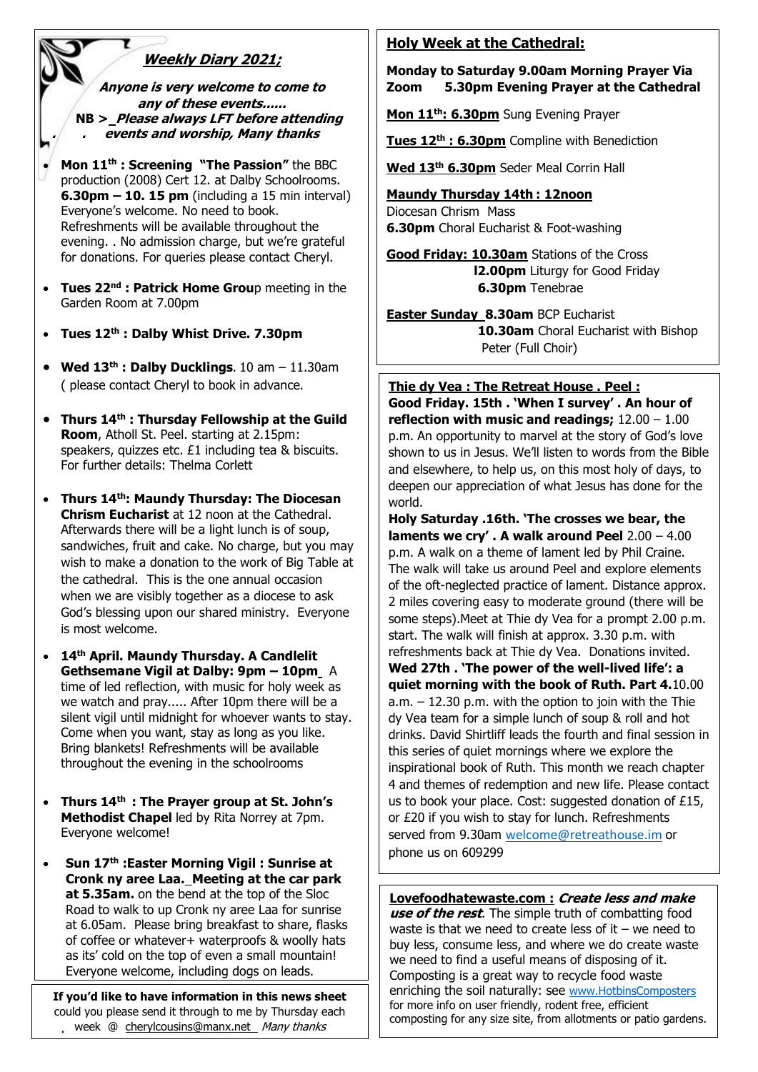## *Weekly Diary 2021;*

***Anyone is very welcome to come to any of these events......***

**NB >** ***Please always LFT before attending events and worship, Many thanks***

- **Mon 11th : Screening "The Passion"** the BBC production (2008) Cert 12. at Dalby Schoolrooms. **6.30pm – 10. 15 pm** (including a 15 min interval) Everyone's welcome. No need to book. Refreshments will be available throughout the evening. . No admission charge, but we're grateful for donations. For queries please contact Cheryl.
- **Tues 22nd : Patrick Home Grou**p meeting in the Garden Room at 7.00pm
- **Tues 12th : Dalby Whist Drive. 7.30pm**
- **Wed 13th : Dalby Ducklings**. 10 am – 11.30am ( please contact Cheryl to book in advance.
- **Thurs 14th : Thursday Fellowship at the Guild Room**, Atholl St. Peel. starting at 2.15pm: speakers, quizzes etc. £1 including tea & biscuits. For further details: Thelma Corlett
- **Thurs 14th: Maundy Thursday: The Diocesan Chrism Eucharist** at 12 noon at the Cathedral. Afterwards there will be a light lunch is of soup, sandwiches, fruit and cake. No charge, but you may wish to make a donation to the work of Big Table at the cathedral. This is the one annual occasion when we are visibly together as a diocese to ask God's blessing upon our shared ministry. Everyone is most welcome.
- **14th April. Maundy Thursday. A Candlelit Gethsemane Vigil at Dalby: 9pm – 10pm** A time of led reflection, with music for holy week as we watch and pray..... After 10pm there will be a silent vigil until midnight for whoever wants to stay. Come when you want, stay as long as you like. Bring blankets! Refreshments will be available throughout the evening in the schoolrooms
- **Thurs 14th : The Prayer group at St. John's Methodist Chapel** led by Rita Norrey at 7pm. Everyone welcome!
- **Sun 17th :Easter Morning Vigil : Sunrise at Cronk ny aree Laa. Meeting at the car park at 5.35am.** on the bend at the top of the Sloc Road to walk to up Cronk ny aree Laa for sunrise at 6.05am. Please bring breakfast to share, flasks of coffee or whatever+ waterproofs & woolly hats as its' cold on the top of even a small mountain! Everyone welcome, including dogs on leads.

**If you'd like to have information in this news sheet** could you please send it through to me by Thursday each week @ cherylcousins@manx.net *Many thanks*

## Holy Week at the Cathedral:

**Monday to Saturday 9.00am Morning Prayer Via Zoom 5.30pm Evening Prayer at the Cathedral**

**Mon 11th: 6.30pm** Sung Evening Prayer

**Tues 12th : 6.30pm** Compline with Benediction

**Wed 13th 6.30pm** Seder Meal Corrin Hall

**Maundy Thursday 14th : 12noon**
Diocesan Chrism Mass
**6.30pm** Choral Eucharist & Foot-washing

**Good Friday: 10.30am** Stations of the Cross
**l2.00pm** Liturgy for Good Friday
**6.30pm** Tenebrae

**Easter Sunday 8.30am** BCP Eucharist
**10.30am** Choral Eucharist with Bishop Peter (Full Choir)

## Thie dy Vea : The Retreat House . Peel :

**Good Friday. 15th . 'When I survey' . An hour of reflection with music and readings;** 12.00 – 1.00 p.m. An opportunity to marvel at the story of God's love shown to us in Jesus. We'll listen to words from the Bible and elsewhere, to help us, on this most holy of days, to deepen our appreciation of what Jesus has done for the world.

**Holy Saturday .16th. 'The crosses we bear, the laments we cry' . A walk around Peel** 2.00 – 4.00 p.m. A walk on a theme of lament led by Phil Craine. The walk will take us around Peel and explore elements of the oft-neglected practice of lament. Distance approx. 2 miles covering easy to moderate ground (there will be some steps).Meet at Thie dy Vea for a prompt 2.00 p.m. start. The walk will finish at approx. 3.30 p.m. with refreshments back at Thie dy Vea. Donations invited.

**Wed 27th . 'The power of the well-lived life': a quiet morning with the book of Ruth. Part 4.**10.00 a.m. – 12.30 p.m. with the option to join with the Thie dy Vea team for a simple lunch of soup & roll and hot drinks. David Shirtliff leads the fourth and final session in this series of quiet mornings where we explore the inspirational book of Ruth. This month we reach chapter 4 and themes of redemption and new life. Please contact us to book your place. Cost: suggested donation of £15, or £20 if you wish to stay for lunch. Refreshments served from 9.30am welcome@retreathouse.im or phone us on 609299

**Lovefoodhatewaste.com :** ***Create less and make use of the rest***. The simple truth of combatting food waste is that we need to create less of it – we need to buy less, consume less, and where we do create waste we need to find a useful means of disposing of it. Composting is a great way to recycle food waste enriching the soil naturally: see www.HotbinsComposters for more info on user friendly, rodent free, efficient composting for any size site, from allotments or patio gardens.